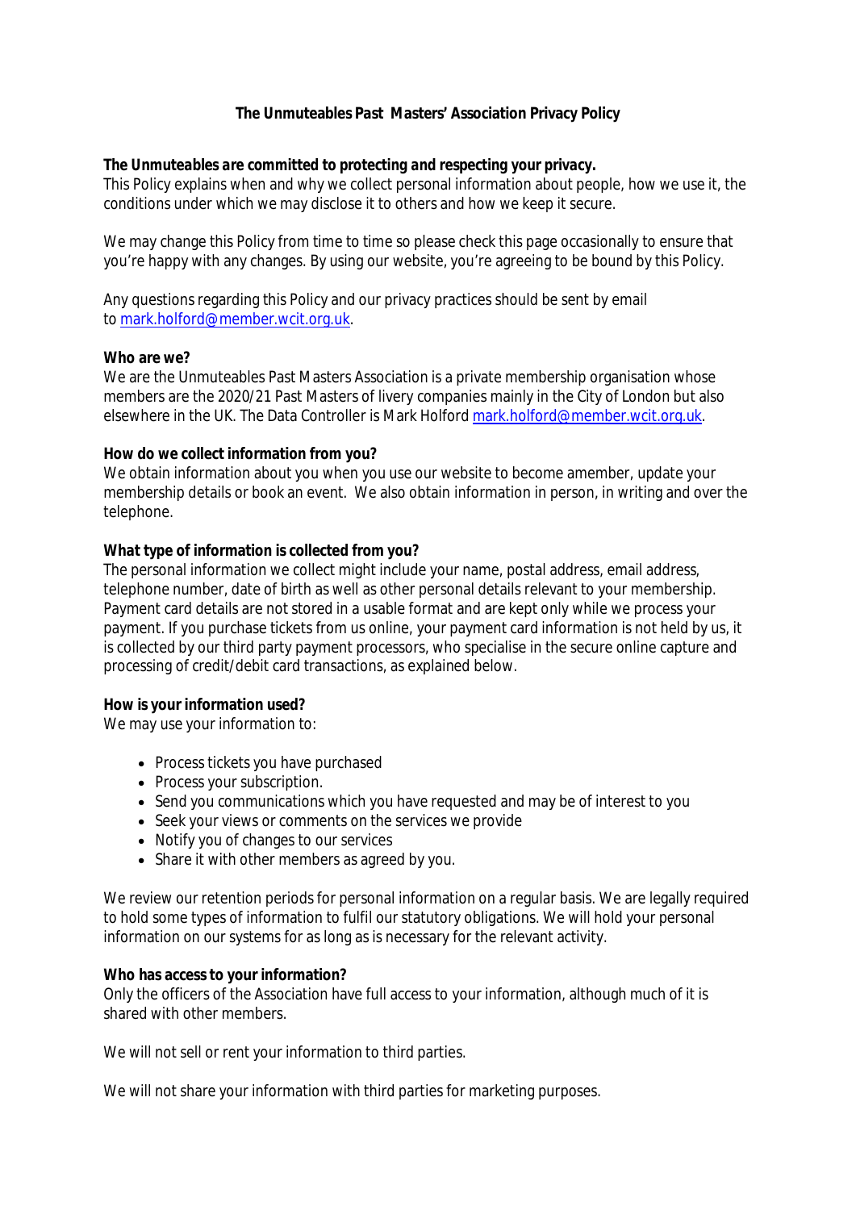# The Unmuteables Past Masters' Association Privacy Policy

***The Unmuteables are committed to protecting and respecting your privacy.***
This Policy explains when and why we collect personal information about people, how we use it, the conditions under which we may disclose it to others and how we keep it secure.

We may change this Policy from time to time so please check this page occasionally to ensure that you're happy with any changes. By using our website, you're agreeing to be bound by this Policy.

Any questions regarding this Policy and our privacy practices should be sent by email to [mark.holford@member.wcit.org.uk](mailto:mark.holford@member.wcit.org.uk).

**Who are we?**
We are the Unmuteables Past Masters Association is a private membership organisation whose members are the 2020/21 Past Masters of livery companies mainly in the City of London but also elsewhere in the UK. The Data Controller is Mark Holford [mark.holford@member.wcit.org.uk](mailto:mark.holford@member.wcit.org.uk).

**How do we collect information from you?**
We obtain information about you when you use our website to become amember, update your membership details or book an event. We also obtain information in person, in writing and over the telephone.

**What type of information is collected from you?**
The personal information we collect might include your name, postal address, email address, telephone number, date of birth as well as other personal details relevant to your membership. Payment card details are not stored in a usable format and are kept only while we process your payment. If you purchase tickets from us online, your payment card information is not held by us, it is collected by our third party payment processors, who specialise in the secure online capture and processing of credit/debit card transactions, as explained below.

**How is your information used?**
We may use your information to:

- Process tickets you have purchased
- Process your subscription.
- Send you communications which you have requested and may be of interest to you
- Seek your views or comments on the services we provide
- Notify you of changes to our services
- Share it with other members as agreed by you.

We review our retention periods for personal information on a regular basis. We are legally required to hold some types of information to fulfil our statutory obligations. We will hold your personal information on our systems for as long as is necessary for the relevant activity.

**Who has access to your information?**
Only the officers of the Association have full access to your information, although much of it is shared with other members.

We will not sell or rent your information to third parties.

We will not share your information with third parties for marketing purposes.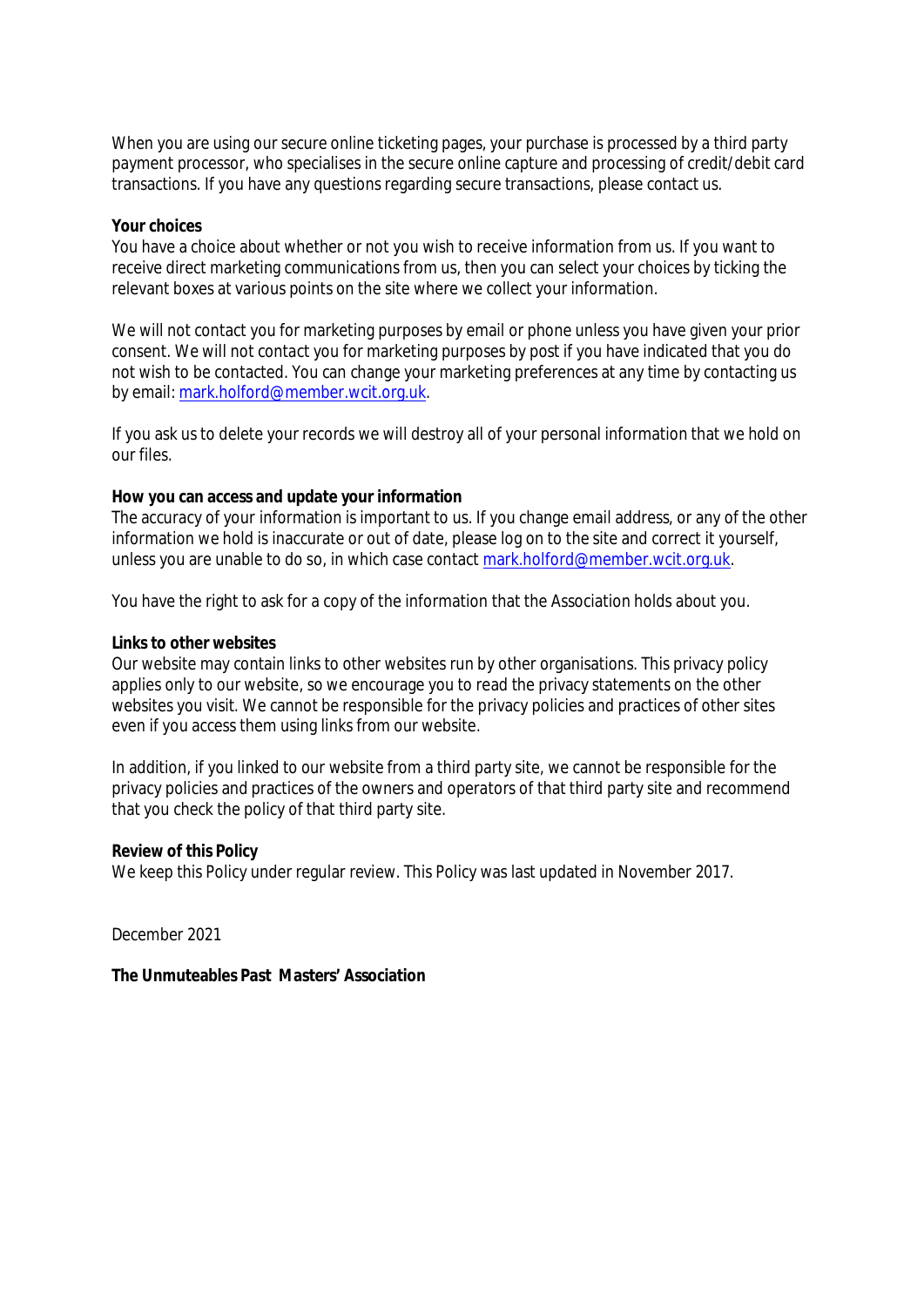When you are using our secure online ticketing pages, your purchase is processed by a third party payment processor, who specialises in the secure online capture and processing of credit/debit card transactions. If you have any questions regarding secure transactions, please contact us.

**Your choices**

You have a choice about whether or not you wish to receive information from us. If you want to receive direct marketing communications from us, then you can select your choices by ticking the relevant boxes at various points on the site where we collect your information.

We will not contact you for marketing purposes by email or phone unless you have given your prior consent. We will not contact you for marketing purposes by post if you have indicated that you do not wish to be contacted. You can change your marketing preferences at any time by contacting us by email: mark.holford@member.wcit.org.uk.

If you ask us to delete your records we will destroy all of your personal information that we hold on our files.

**How you can access and update your information**

The accuracy of your information is important to us. If you change email address, or any of the other information we hold is inaccurate or out of date, please log on to the site and correct it yourself, unless you are unable to do so, in which case contact mark.holford@member.wcit.org.uk.

You have the right to ask for a copy of the information that the Association holds about you.

**Links to other websites**

Our website may contain links to other websites run by other organisations. This privacy policy applies only to our website, so we encourage you to read the privacy statements on the other websites you visit. We cannot be responsible for the privacy policies and practices of other sites even if you access them using links from our website.

In addition, if you linked to our website from a third party site, we cannot be responsible for the privacy policies and practices of the owners and operators of that third party site and recommend that you check the policy of that third party site.

**Review of this Policy**

We keep this Policy under regular review. This Policy was last updated in November 2017.

December 2021

**The Unmuteables Past Masters' Association**